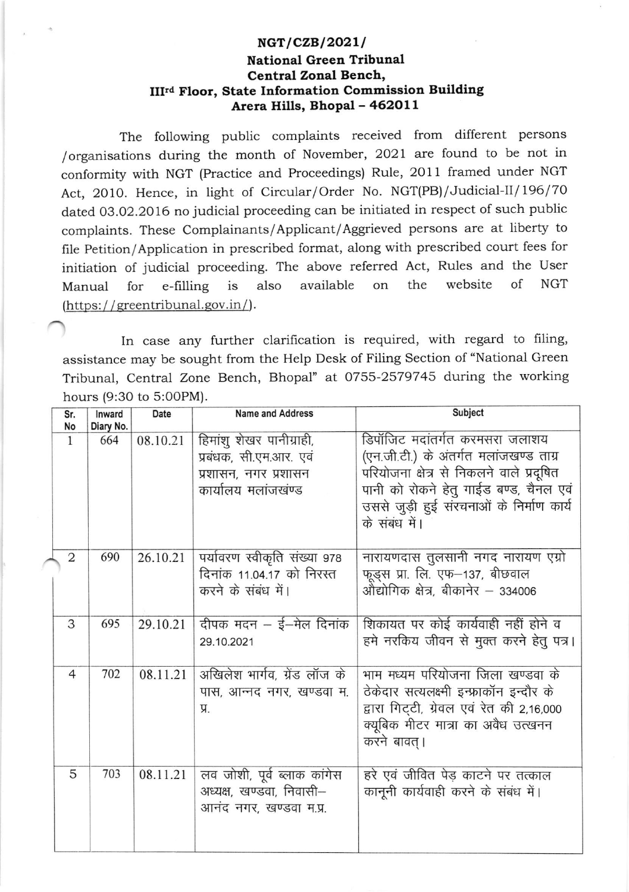**NGT/CZB/2021/**
**National Green Tribunal**
**Central Zonal Bench,**
**III[rd] Floor, State Information Commission Building**
**Arera Hills, Bhopal – 462011**

The following public complaints received from different persons /organisations during the month of November, 2021 are found to be not in conformity with NGT (Practice and Proceedings) Rule, 2011 framed under NGT Act, 2010. Hence, in light of Circular/Order No. NGT(PB)/Judicial-II/196/70 dated 03.02.2016 no judicial proceeding can be initiated in respect of such public complaints. These Complainants/Applicant/Aggrieved persons are at liberty to file Petition/Application in prescribed format, along with prescribed court fees for initiation of judicial proceeding. The above referred Act, Rules and the User Manual for e-filling is also available on the website of NGT (https://greentribunal.gov.in/).

In case any further clarification is required, with regard to filing, assistance may be sought from the Help Desk of Filing Section of "National Green Tribunal, Central Zone Bench, Bhopal" at 0755-2579745 during the working hours (9:30 to 5:00PM).

| Sr. No | Inward Diary No. | Date | Name and Address | Subject |
|---|---|---|---|---|
| 1 | 664 | 08.10.21 | हिमांशु शेखर पानीग्राही, प्रबंधक, सी.एम.आर. एवं प्रशासन, नगर प्रशासन कार्यालय मलांजखंण्ड | डिपॉजिट मदांतर्गत करमसरा जलाशय (एन.जी.टी.) के अंतर्गत मलांजखण्ड ताम्र परियोजना क्षेत्र से निकलने वाले प्रदूषित पानी को रोकने हेतु गाईड बण्ड, चैनल एवं उससे जुड़ी हुई संरचनाओं के निर्माण कार्य के संबंध में। |
| 2 | 690 | 26.10.21 | पर्यावरण स्वीकृति संख्या 978 दिनांक 11.04.17 को निरस्त करने के संबंध में। | नारायणदास तुलसानी नगद नारायण एग्रो फूड्स प्रा. लि. एफ–137, बीछवाल औद्योगिक क्षेत्र, बीकानेर – 334006 |
| 3 | 695 | 29.10.21 | दीपक मदन – ई–मेल दिनांक 29.10.2021 | शिकायत पर कोई कार्यवाही नहीं होने व हमे नरकिय जीवन से मुक्त करने हेतु पत्र। |
| 4 | 702 | 08.11.21 | अखिलेश भार्गव, ग्रेंड लॉज के पास, आन्नद नगर, खण्डवा म. प्र. | भाम मध्यम परियोजना जिला खण्डवा के ठेकेदार सत्यलक्ष्मी इन्फ्राकॉन इन्दौर के द्वारा गिट्टी, ग्रेवल एवं रेत की 2,16,000 क्यूबिक मीटर मात्रा का अवैध उत्खनन करने बावत्। |
| 5 | 703 | 08.11.21 | लव जोशी, पूर्व ब्लाक कांग्रेस अध्यक्ष, खण्डवा, निवासी– आनंद नगर, खण्डवा म.प्र. | हरे एवं जीवित पेड़ काटने पर तत्काल कानूनी कार्यवाही करने के संबंध में। |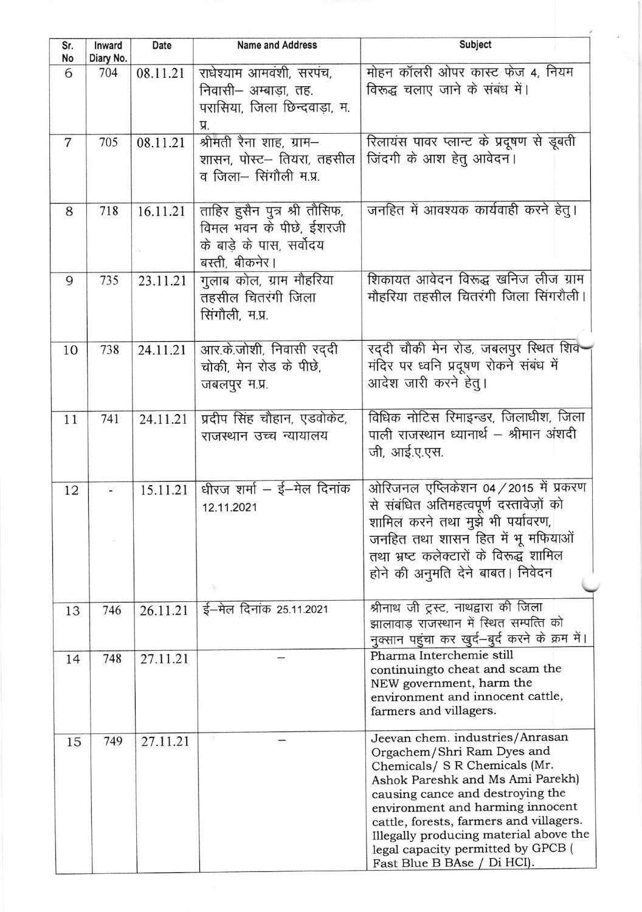| Sr. No | Inward Diary No. | Date | Name and Address | Subject |
|---|---|---|---|---|
| 6 | 704 | 08.11.21 | राधेश्याम आमवंशी, सरपंच, निवासी– अम्बाड़ा, तह. परासिया, जिला छिन्दवाड़ा, म. प्र. | मोहन कॉलरी ओपर कास्ट फेज 4, नियम विरूद्ध चलाए जाने के संबंध में। |
| 7 | 705 | 08.11.21 | श्रीमती रैना शाह, ग्राम– शासन, पोस्ट– तियरा, तहसील व जिला– सिंगौली म.प्र. | रिलायंस पावर प्लान्ट के प्रदूषण से डूबती जिंदगी के आश हेतु आवेदन। |
| 8 | 718 | 16.11.21 | ताहिर हुसैन पुत्र श्री तौसिफ, विमल भवन के पीछे, ईशरजी के बाड़े के पास, सर्वोदय बस्ती, बीकनेर। | जनहित में आवश्यक कार्यवाही करने हेतु। |
| 9 | 735 | 23.11.21 | गुलाब कोल, ग्राम मौहरिया तहसील चितरंगी जिला सिंगौली, म.प्र. | शिकायत आवेदन विरूद्ध खनिज लीज ग्राम मौहरिया तहसील चितरंगी जिला सिंगरौली। |
| 10 | 738 | 24.11.21 | आर.के.जोशी, निवासी रद्दी चोकी, मेन रोड के पीछे, जबलपुर म.प्र. | रद्दी चौकी मेन रोड, जबलपुर स्थित शिव मंदिर पर ध्वनि प्रदूषण रोकने संबंध में आदेश जारी करने हेतु। |
| 11 | 741 | 24.11.21 | प्रदीप सिंह चौहान, एडवोकेट, राजस्थान उच्च न्यायालय | विधिक नोटिस रिमाइन्डर, जिलाधीश, जिला पाली राजस्थान ध्यानार्थ – श्रीमान अंशदी जी, आई.ए.एस. |
| 12 | - | 15.11.21 | धीरज शर्मा – ई–मेल दिनांक 12.11.2021 | ओरिजनल एप्लिकेशन 04/2015 में प्रकरण से संबंधित अतिमहत्वपूर्ण दस्तावेज़ों को शामिल करने तथा मुझे भी पर्यावरण, जनहित तथा शासन हित में भू मफियाओं तथा भ्रष्ट कलेक्टारों के विरूद्ध शामिल होने की अनुमति देने बाबत। निवेदन |
| 13 | 746 | 26.11.21 | ई–मेल दिनांक 25.11.2021 | श्रीनाथ जी ट्रस्ट, नाथद्वारा की जिला झालावाड़ राजस्थान में स्थित सम्पत्ति को नुक्सान पहुंचा कर खुर्द–बुर्द करने के क्रम में। |
| 14 | 748 | 27.11.21 | – | Pharma Interchemie still continuingto cheat and scam the NEW government, harm the environment and innocent cattle, farmers and villagers. |
| 15 | 749 | 27.11.21 | – | Jeevan chem. industries/Anrasan Orgachem/Shri Ram Dyes and Chemicals/ S R Chemicals (Mr. Ashok Pareshk and Ms Ami Parekh) causing cance and destroying the environment and harming innocent cattle, forests, farmers and villagers. Illegally producing material above the legal capacity permitted by GPCB ( Fast Blue B BAse / Di HCl). |